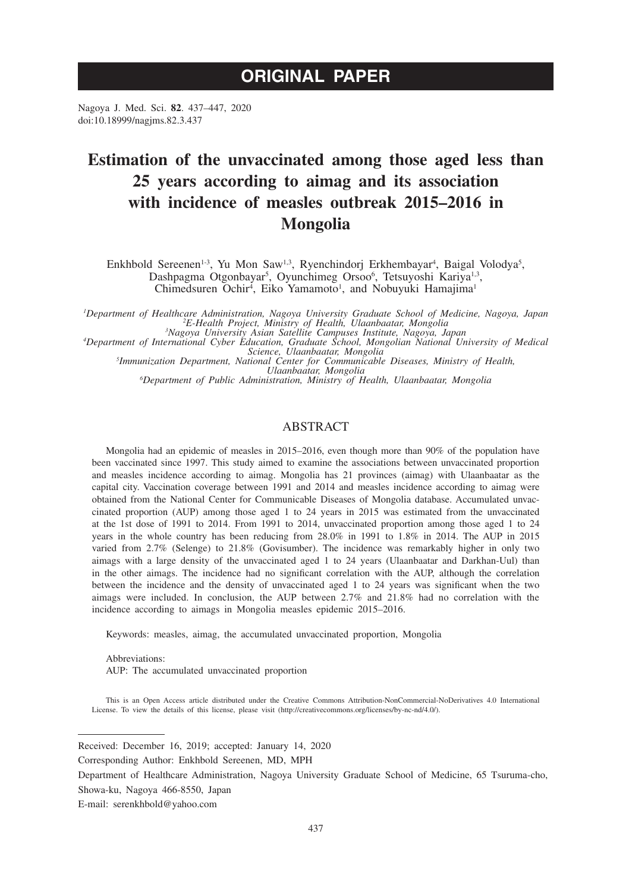# ORIGINAL PAPER

Nagoya J. Med. Sci. **82**. 437–447, 2020
doi:10.18999/nagjms.82.3.437

# Estimation of the unvaccinated among those aged less than 25 years according to aimag and its association with incidence of measles outbreak 2015–2016 in Mongolia

Enkhbold Sereenen[1-3], Yu Mon Saw[1,3], Ryenchindorj Erkhembayar[4], Baigal Volodya[5], Dashpagma Otgonbayar[5], Oyunchimeg Orsoo[6], Tetsuyoshi Kariya[1,3], Chimedsuren Ochir[4], Eiko Yamamoto[1], and Nobuyuki Hamajima[1]

*[1]Department of Healthcare Administration, Nagoya University Graduate School of Medicine, Nagoya, Japan*
*[2]E-Health Project, Ministry of Health, Ulaanbaatar, Mongolia*
*[3]Nagoya University Asian Satellite Campuses Institute, Nagoya, Japan*
*[4]Department of International Cyber Education, Graduate School, Mongolian National University of Medical Science, Ulaanbaatar, Mongolia*
*[5]Immunization Department, National Center for Communicable Diseases, Ministry of Health, Ulaanbaatar, Mongolia*
*[6]Department of Public Administration, Ministry of Health, Ulaanbaatar, Mongolia*

## ABSTRACT

Mongolia had an epidemic of measles in 2015–2016, even though more than 90% of the population have been vaccinated since 1997. This study aimed to examine the associations between unvaccinated proportion and measles incidence according to aimag. Mongolia has 21 provinces (aimag) with Ulaanbaatar as the capital city. Vaccination coverage between 1991 and 2014 and measles incidence according to aimag were obtained from the National Center for Communicable Diseases of Mongolia database. Accumulated unvaccinated proportion (AUP) among those aged 1 to 24 years in 2015 was estimated from the unvaccinated at the 1st dose of 1991 to 2014. From 1991 to 2014, unvaccinated proportion among those aged 1 to 24 years in the whole country has been reducing from 28.0% in 1991 to 1.8% in 2014. The AUP in 2015 varied from 2.7% (Selenge) to 21.8% (Govisumber). The incidence was remarkably higher in only two aimags with a large density of the unvaccinated aged 1 to 24 years (Ulaanbaatar and Darkhan-Uul) than in the other aimags. The incidence had no significant correlation with the AUP, although the correlation between the incidence and the density of unvaccinated aged 1 to 24 years was significant when the two aimags were included. In conclusion, the AUP between 2.7% and 21.8% had no correlation with the incidence according to aimags in Mongolia measles epidemic 2015–2016.

Keywords: measles, aimag, the accumulated unvaccinated proportion, Mongolia

Abbreviations:
AUP: The accumulated unvaccinated proportion

This is an Open Access article distributed under the Creative Commons Attribution-NonCommercial-NoDerivatives 4.0 International License. To view the details of this license, please visit (http://creativecommons.org/licenses/by-nc-nd/4.0/).

---

Received: December 16, 2019; accepted: January 14, 2020

Corresponding Author: Enkhbold Sereenen, MD, MPH

Department of Healthcare Administration, Nagoya University Graduate School of Medicine, 65 Tsuruma-cho, Showa-ku, Nagoya 466-8550, Japan

E-mail: serenkhbold@yahoo.com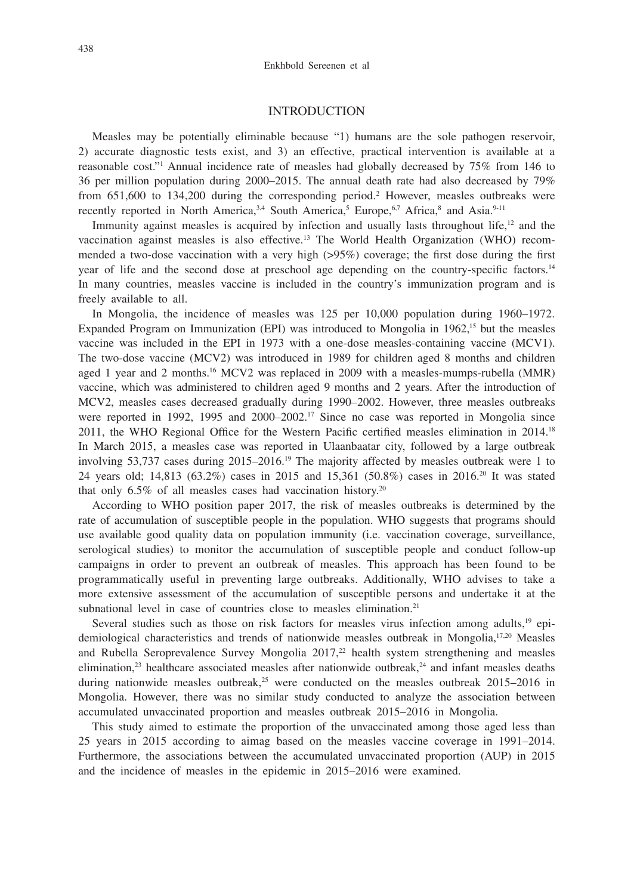## INTRODUCTION

Measles may be potentially eliminable because "1) humans are the sole pathogen reservoir, 2) accurate diagnostic tests exist, and 3) an effective, practical intervention is available at a reasonable cost."[1] Annual incidence rate of measles had globally decreased by 75% from 146 to 36 per million population during 2000–2015. The annual death rate had also decreased by 79% from 651,600 to 134,200 during the corresponding period.[2] However, measles outbreaks were recently reported in North America,[3,4] South America,[5] Europe,[6,7] Africa,[8] and Asia.[9-11]

Immunity against measles is acquired by infection and usually lasts throughout life,[12] and the vaccination against measles is also effective.[13] The World Health Organization (WHO) recommended a two-dose vaccination with a very high (>95%) coverage; the first dose during the first year of life and the second dose at preschool age depending on the country-specific factors.[14] In many countries, measles vaccine is included in the country's immunization program and is freely available to all.

In Mongolia, the incidence of measles was 125 per 10,000 population during 1960–1972. Expanded Program on Immunization (EPI) was introduced to Mongolia in 1962,[15] but the measles vaccine was included in the EPI in 1973 with a one-dose measles-containing vaccine (MCV1). The two-dose vaccine (MCV2) was introduced in 1989 for children aged 8 months and children aged 1 year and 2 months.[16] MCV2 was replaced in 2009 with a measles-mumps-rubella (MMR) vaccine, which was administered to children aged 9 months and 2 years. After the introduction of MCV2, measles cases decreased gradually during 1990–2002. However, three measles outbreaks were reported in 1992, 1995 and 2000–2002.[17] Since no case was reported in Mongolia since 2011, the WHO Regional Office for the Western Pacific certified measles elimination in 2014.[18] In March 2015, a measles case was reported in Ulaanbaatar city, followed by a large outbreak involving 53,737 cases during 2015–2016.[19] The majority affected by measles outbreak were 1 to 24 years old; 14,813 (63.2%) cases in 2015 and 15,361 (50.8%) cases in 2016.[20] It was stated that only 6.5% of all measles cases had vaccination history.[20]

According to WHO position paper 2017, the risk of measles outbreaks is determined by the rate of accumulation of susceptible people in the population. WHO suggests that programs should use available good quality data on population immunity (i.e. vaccination coverage, surveillance, serological studies) to monitor the accumulation of susceptible people and conduct follow-up campaigns in order to prevent an outbreak of measles. This approach has been found to be programmatically useful in preventing large outbreaks. Additionally, WHO advises to take a more extensive assessment of the accumulation of susceptible persons and undertake it at the subnational level in case of countries close to measles elimination.[21]

Several studies such as those on risk factors for measles virus infection among adults,[19] epidemiological characteristics and trends of nationwide measles outbreak in Mongolia,[17,20] Measles and Rubella Seroprevalence Survey Mongolia 2017,[22] health system strengthening and measles elimination,[23] healthcare associated measles after nationwide outbreak,[24] and infant measles deaths during nationwide measles outbreak,[25] were conducted on the measles outbreak 2015–2016 in Mongolia. However, there was no similar study conducted to analyze the association between accumulated unvaccinated proportion and measles outbreak 2015–2016 in Mongolia.

This study aimed to estimate the proportion of the unvaccinated among those aged less than 25 years in 2015 according to aimag based on the measles vaccine coverage in 1991–2014. Furthermore, the associations between the accumulated unvaccinated proportion (AUP) in 2015 and the incidence of measles in the epidemic in 2015–2016 were examined.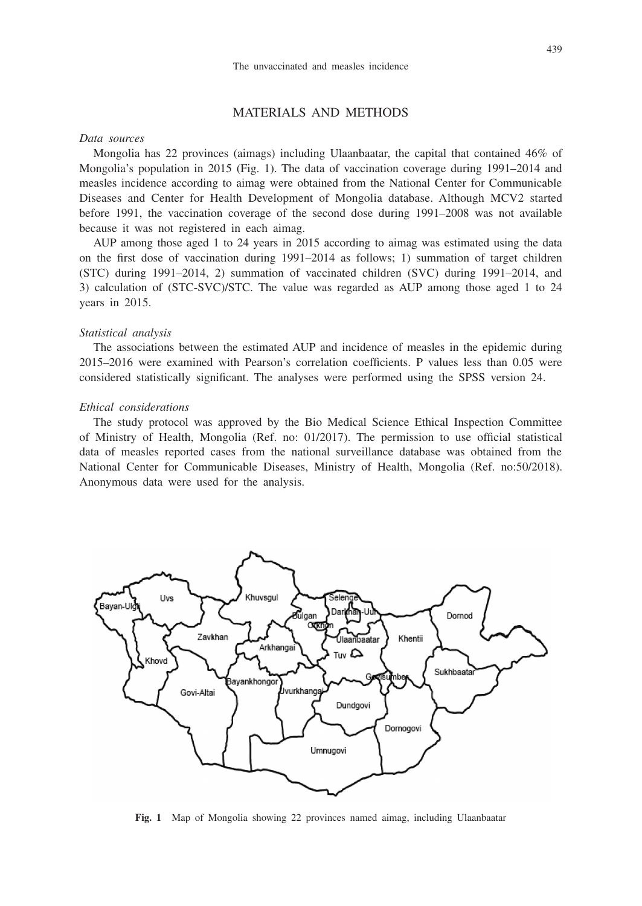## MATERIALS AND METHODS

*Data sources*

Mongolia has 22 provinces (aimags) including Ulaanbaatar, the capital that contained 46% of Mongolia's population in 2015 (Fig. 1). The data of vaccination coverage during 1991–2014 and measles incidence according to aimag were obtained from the National Center for Communicable Diseases and Center for Health Development of Mongolia database. Although MCV2 started before 1991, the vaccination coverage of the second dose during 1991–2008 was not available because it was not registered in each aimag.

AUP among those aged 1 to 24 years in 2015 according to aimag was estimated using the data on the first dose of vaccination during 1991–2014 as follows; 1) summation of target children (STC) during 1991–2014, 2) summation of vaccinated children (SVC) during 1991–2014, and 3) calculation of (STC-SVC)/STC. The value was regarded as AUP among those aged 1 to 24 years in 2015.

*Statistical analysis*

The associations between the estimated AUP and incidence of measles in the epidemic during 2015–2016 were examined with Pearson's correlation coefficients. P values less than 0.05 were considered statistically significant. The analyses were performed using the SPSS version 24.

*Ethical considerations*

The study protocol was approved by the Bio Medical Science Ethical Inspection Committee of Ministry of Health, Mongolia (Ref. no: 01/2017). The permission to use official statistical data of measles reported cases from the national surveillance database was obtained from the National Center for Communicable Diseases, Ministry of Health, Mongolia (Ref. no:50/2018). Anonymous data were used for the analysis.

**Fig. 1** Map of Mongolia showing 22 provinces named aimag, including Ulaanbaatar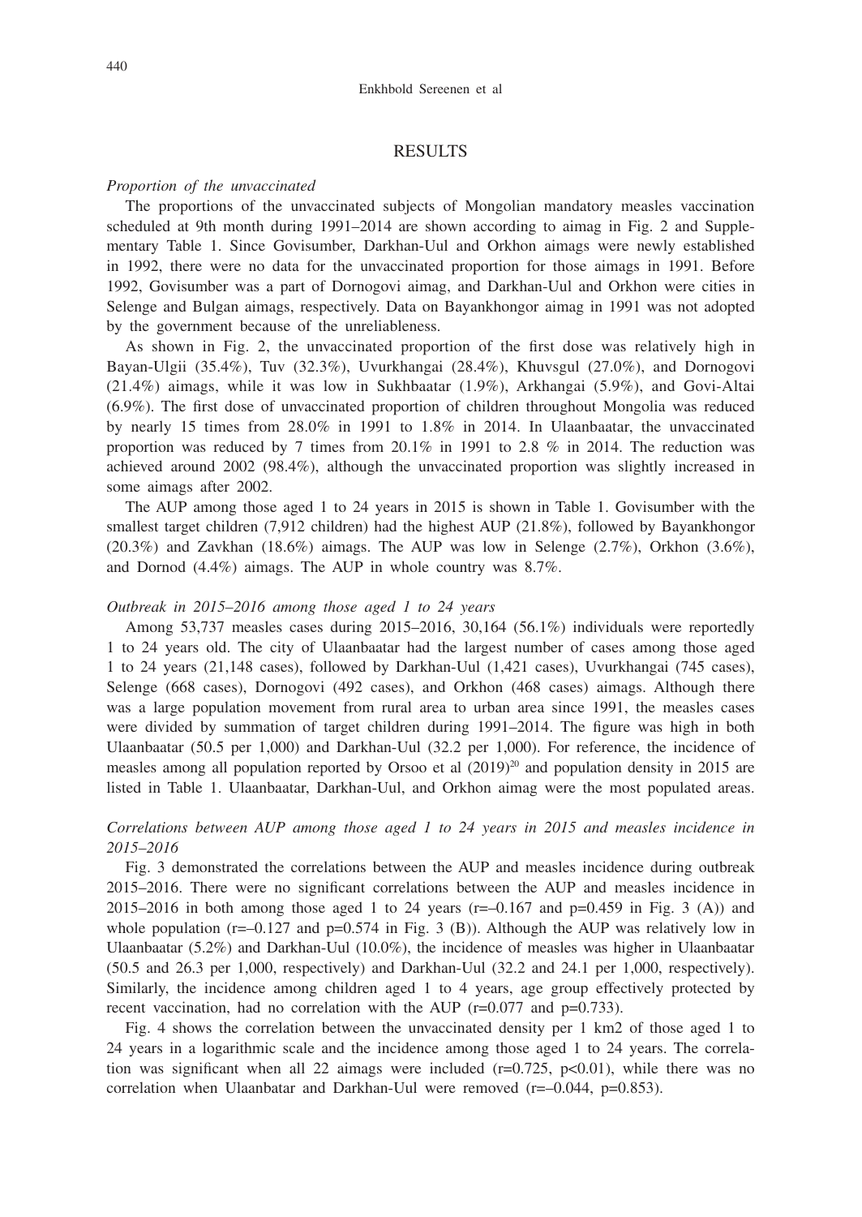## RESULTS

*Proportion of the unvaccinated*

The proportions of the unvaccinated subjects of Mongolian mandatory measles vaccination scheduled at 9th month during 1991–2014 are shown according to aimag in Fig. 2 and Supplementary Table 1. Since Govisumber, Darkhan-Uul and Orkhon aimags were newly established in 1992, there were no data for the unvaccinated proportion for those aimags in 1991. Before 1992, Govisumber was a part of Dornogovi aimag, and Darkhan-Uul and Orkhon were cities in Selenge and Bulgan aimags, respectively. Data on Bayankhongor aimag in 1991 was not adopted by the government because of the unreliableness.

As shown in Fig. 2, the unvaccinated proportion of the first dose was relatively high in Bayan-Ulgii (35.4%), Tuv (32.3%), Uvurkhangai (28.4%), Khuvsgul (27.0%), and Dornogovi (21.4%) aimags, while it was low in Sukhbaatar (1.9%), Arkhangai (5.9%), and Govi-Altai (6.9%). The first dose of unvaccinated proportion of children throughout Mongolia was reduced by nearly 15 times from 28.0% in 1991 to 1.8% in 2014. In Ulaanbaatar, the unvaccinated proportion was reduced by 7 times from 20.1% in 1991 to 2.8 % in 2014. The reduction was achieved around 2002 (98.4%), although the unvaccinated proportion was slightly increased in some aimags after 2002.

The AUP among those aged 1 to 24 years in 2015 is shown in Table 1. Govisumber with the smallest target children (7,912 children) had the highest AUP (21.8%), followed by Bayankhongor (20.3%) and Zavkhan (18.6%) aimags. The AUP was low in Selenge (2.7%), Orkhon (3.6%), and Dornod (4.4%) aimags. The AUP in whole country was 8.7%.

*Outbreak in 2015–2016 among those aged 1 to 24 years*

Among 53,737 measles cases during 2015–2016, 30,164 (56.1%) individuals were reportedly 1 to 24 years old. The city of Ulaanbaatar had the largest number of cases among those aged 1 to 24 years (21,148 cases), followed by Darkhan-Uul (1,421 cases), Uvurkhangai (745 cases), Selenge (668 cases), Dornogovi (492 cases), and Orkhon (468 cases) aimags. Although there was a large population movement from rural area to urban area since 1991, the measles cases were divided by summation of target children during 1991–2014. The figure was high in both Ulaanbaatar (50.5 per 1,000) and Darkhan-Uul (32.2 per 1,000). For reference, the incidence of measles among all population reported by Orsoo et al (2019)[20] and population density in 2015 are listed in Table 1. Ulaanbaatar, Darkhan-Uul, and Orkhon aimag were the most populated areas.

*Correlations between AUP among those aged 1 to 24 years in 2015 and measles incidence in 2015–2016*

Fig. 3 demonstrated the correlations between the AUP and measles incidence during outbreak 2015–2016. There were no significant correlations between the AUP and measles incidence in 2015–2016 in both among those aged 1 to 24 years ($r=-0.167$ and $p=0.459$ in Fig. 3 (A)) and whole population ($r=-0.127$ and $p=0.574$ in Fig. 3 (B)). Although the AUP was relatively low in Ulaanbaatar (5.2%) and Darkhan-Uul (10.0%), the incidence of measles was higher in Ulaanbaatar (50.5 and 26.3 per 1,000, respectively) and Darkhan-Uul (32.2 and 24.1 per 1,000, respectively). Similarly, the incidence among children aged 1 to 4 years, age group effectively protected by recent vaccination, had no correlation with the AUP ($r=0.077$ and $p=0.733$).

Fig. 4 shows the correlation between the unvaccinated density per 1 km2 of those aged 1 to 24 years in a logarithmic scale and the incidence among those aged 1 to 24 years. The correlation was significant when all 22 aimags were included ($r=0.725$, $p<0.01$), while there was no correlation when Ulaanbatar and Darkhan-Uul were removed ($r=-0.044$, $p=0.853$).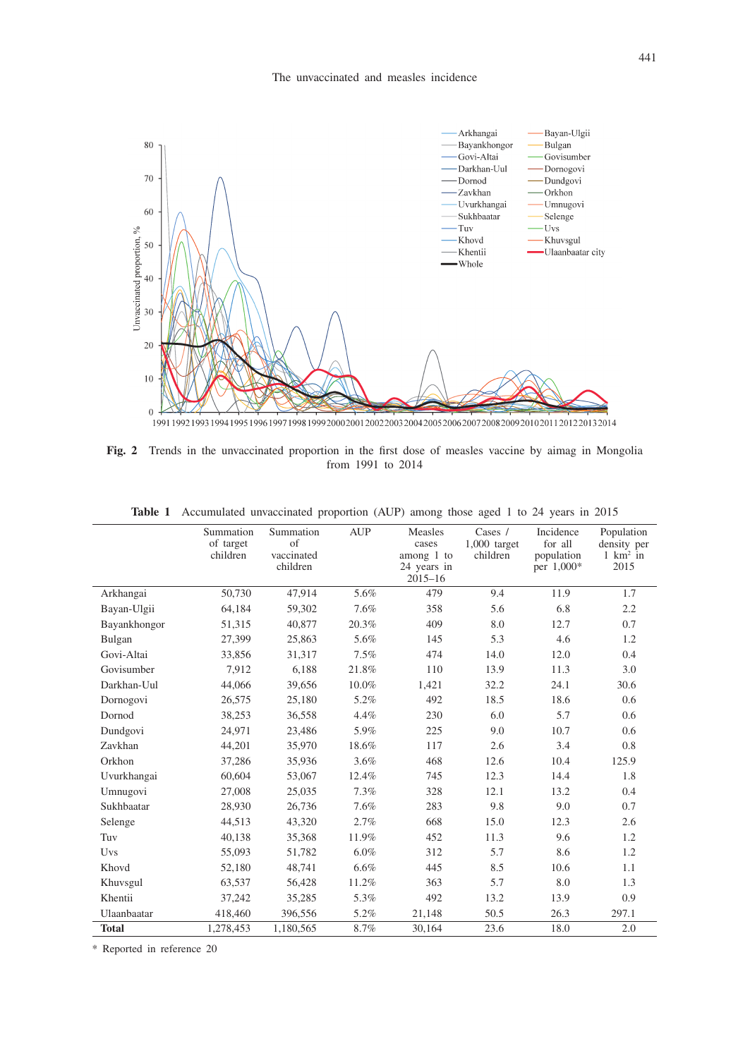**Fig. 2** Trends in the unvaccinated proportion in the first dose of measles vaccine by aimag in Mongolia from 1991 to 2014

**Table 1** Accumulated unvaccinated proportion (AUP) among those aged 1 to 24 years in 2015

| | Summation of target children | Summation of vaccinated children | AUP | Measles cases among 1 to 24 years in 2015–16 | Cases / 1,000 target children | Incidence for all population per 1,000* | Population density per 1 km² in 2015 |
|---|---|---|---|---|---|---|---|
| Arkhangai | 50,730 | 47,914 | 5.6% | 479 | 9.4 | 11.9 | 1.7 |
| Bayan-Ulgii | 64,184 | 59,302 | 7.6% | 358 | 5.6 | 6.8 | 2.2 |
| Bayankhongor | 51,315 | 40,877 | 20.3% | 409 | 8.0 | 12.7 | 0.7 |
| Bulgan | 27,399 | 25,863 | 5.6% | 145 | 5.3 | 4.6 | 1.2 |
| Govi-Altai | 33,856 | 31,317 | 7.5% | 474 | 14.0 | 12.0 | 0.4 |
| Govisumber | 7,912 | 6,188 | 21.8% | 110 | 13.9 | 11.3 | 3.0 |
| Darkhan-Uul | 44,066 | 39,656 | 10.0% | 1,421 | 32.2 | 24.1 | 30.6 |
| Dornogovi | 26,575 | 25,180 | 5.2% | 492 | 18.5 | 18.6 | 0.6 |
| Dornod | 38,253 | 36,558 | 4.4% | 230 | 6.0 | 5.7 | 0.6 |
| Dundgovi | 24,971 | 23,486 | 5.9% | 225 | 9.0 | 10.7 | 0.6 |
| Zavkhan | 44,201 | 35,970 | 18.6% | 117 | 2.6 | 3.4 | 0.8 |
| Orkhon | 37,286 | 35,936 | 3.6% | 468 | 12.6 | 10.4 | 125.9 |
| Uvurkhangai | 60,604 | 53,067 | 12.4% | 745 | 12.3 | 14.4 | 1.8 |
| Umnugovi | 27,008 | 25,035 | 7.3% | 328 | 12.1 | 13.2 | 0.4 |
| Sukhbaatar | 28,930 | 26,736 | 7.6% | 283 | 9.8 | 9.0 | 0.7 |
| Selenge | 44,513 | 43,320 | 2.7% | 668 | 15.0 | 12.3 | 2.6 |
| Tuv | 40,138 | 35,368 | 11.9% | 452 | 11.3 | 9.6 | 1.2 |
| Uvs | 55,093 | 51,782 | 6.0% | 312 | 5.7 | 8.6 | 1.2 |
| Khovd | 52,180 | 48,741 | 6.6% | 445 | 8.5 | 10.6 | 1.1 |
| Khuvsgul | 63,537 | 56,428 | 11.2% | 363 | 5.7 | 8.0 | 1.3 |
| Khentii | 37,242 | 35,285 | 5.3% | 492 | 13.2 | 13.9 | 0.9 |
| Ulaanbaatar | 418,460 | 396,556 | 5.2% | 21,148 | 50.5 | 26.3 | 297.1 |
| **Total** | 1,278,453 | 1,180,565 | 8.7% | 30,164 | 23.6 | 18.0 | 2.0 |

\* Reported in reference 20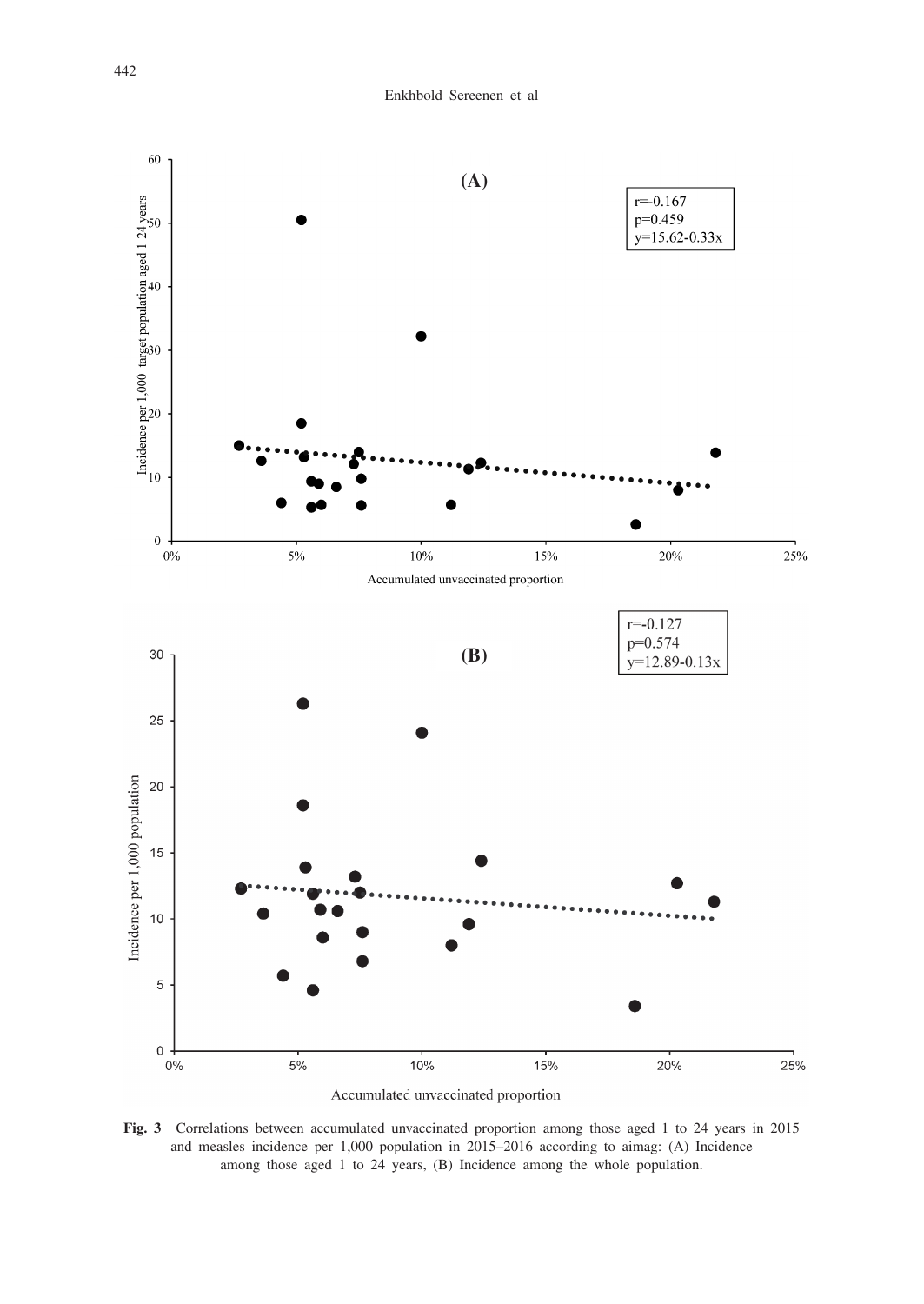**Fig. 3** Correlations between accumulated unvaccinated proportion among those aged 1 to 24 years in 2015 and measles incidence per 1,000 population in 2015–2016 according to aimag: (A) Incidence among those aged 1 to 24 years, (B) Incidence among the whole population.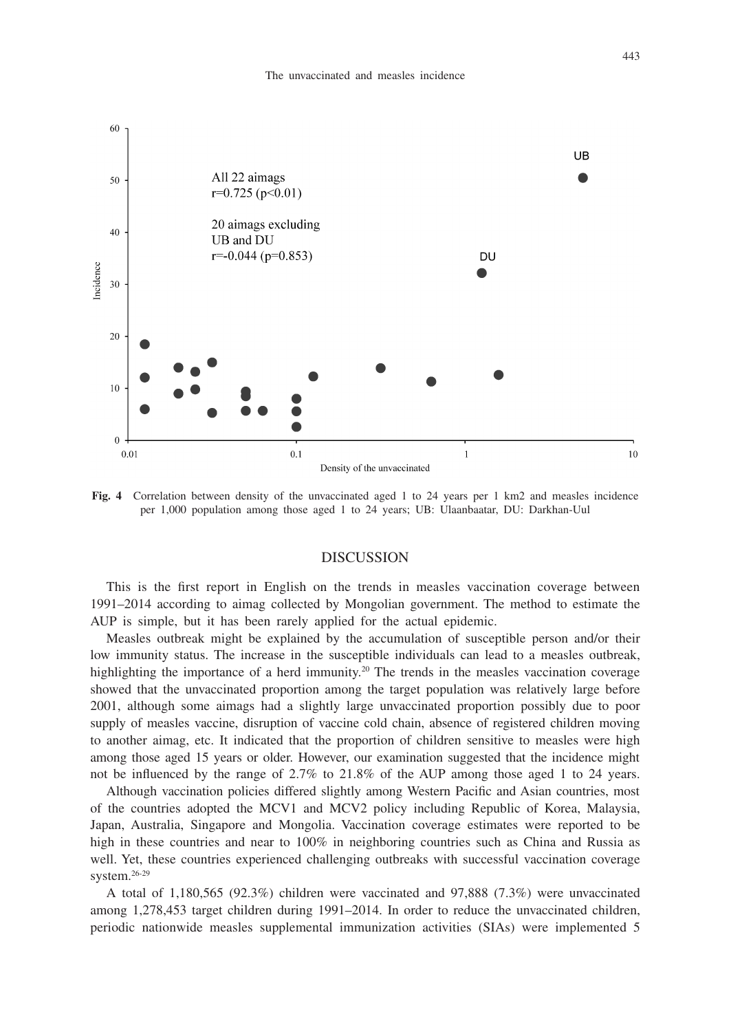**Fig. 4** Correlation between density of the unvaccinated aged 1 to 24 years per 1 km2 and measles incidence per 1,000 population among those aged 1 to 24 years; UB: Ulaanbaatar, DU: Darkhan-Uul

## DISCUSSION

This is the first report in English on the trends in measles vaccination coverage between 1991–2014 according to aimag collected by Mongolian government. The method to estimate the AUP is simple, but it has been rarely applied for the actual epidemic.

Measles outbreak might be explained by the accumulation of susceptible person and/or their low immunity status. The increase in the susceptible individuals can lead to a measles outbreak, highlighting the importance of a herd immunity.[20] The trends in the measles vaccination coverage showed that the unvaccinated proportion among the target population was relatively large before 2001, although some aimags had a slightly large unvaccinated proportion possibly due to poor supply of measles vaccine, disruption of vaccine cold chain, absence of registered children moving to another aimag, etc. It indicated that the proportion of children sensitive to measles were high among those aged 15 years or older. However, our examination suggested that the incidence might not be influenced by the range of 2.7% to 21.8% of the AUP among those aged 1 to 24 years.

Although vaccination policies differed slightly among Western Pacific and Asian countries, most of the countries adopted the MCV1 and MCV2 policy including Republic of Korea, Malaysia, Japan, Australia, Singapore and Mongolia. Vaccination coverage estimates were reported to be high in these countries and near to 100% in neighboring countries such as China and Russia as well. Yet, these countries experienced challenging outbreaks with successful vaccination coverage system.[26-29]

A total of 1,180,565 (92.3%) children were vaccinated and 97,888 (7.3%) were unvaccinated among 1,278,453 target children during 1991–2014. In order to reduce the unvaccinated children, periodic nationwide measles supplemental immunization activities (SIAs) were implemented 5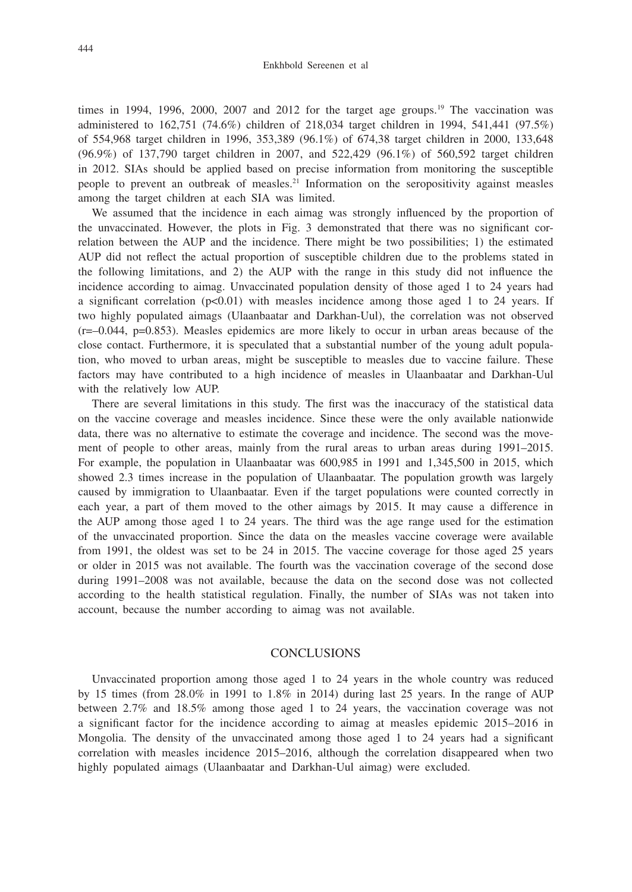times in 1994, 1996, 2000, 2007 and 2012 for the target age groups.[19] The vaccination was administered to 162,751 (74.6%) children of 218,034 target children in 1994, 541,441 (97.5%) of 554,968 target children in 1996, 353,389 (96.1%) of 674,38 target children in 2000, 133,648 (96.9%) of 137,790 target children in 2007, and 522,429 (96.1%) of 560,592 target children in 2012. SIAs should be applied based on precise information from monitoring the susceptible people to prevent an outbreak of measles.[21] Information on the seropositivity against measles among the target children at each SIA was limited.

We assumed that the incidence in each aimag was strongly influenced by the proportion of the unvaccinated. However, the plots in Fig. 3 demonstrated that there was no significant correlation between the AUP and the incidence. There might be two possibilities; 1) the estimated AUP did not reflect the actual proportion of susceptible children due to the problems stated in the following limitations, and 2) the AUP with the range in this study did not influence the incidence according to aimag. Unvaccinated population density of those aged 1 to 24 years had a significant correlation ($p<0.01$) with measles incidence among those aged 1 to 24 years. If two highly populated aimags (Ulaanbaatar and Darkhan-Uul), the correlation was not observed ($r=-0.044$, $p=0.853$). Measles epidemics are more likely to occur in urban areas because of the close contact. Furthermore, it is speculated that a substantial number of the young adult population, who moved to urban areas, might be susceptible to measles due to vaccine failure. These factors may have contributed to a high incidence of measles in Ulaanbaatar and Darkhan-Uul with the relatively low AUP.

There are several limitations in this study. The first was the inaccuracy of the statistical data on the vaccine coverage and measles incidence. Since these were the only available nationwide data, there was no alternative to estimate the coverage and incidence. The second was the movement of people to other areas, mainly from the rural areas to urban areas during 1991–2015. For example, the population in Ulaanbaatar was 600,985 in 1991 and 1,345,500 in 2015, which showed 2.3 times increase in the population of Ulaanbaatar. The population growth was largely caused by immigration to Ulaanbaatar. Even if the target populations were counted correctly in each year, a part of them moved to the other aimags by 2015. It may cause a difference in the AUP among those aged 1 to 24 years. The third was the age range used for the estimation of the unvaccinated proportion. Since the data on the measles vaccine coverage were available from 1991, the oldest was set to be 24 in 2015. The vaccine coverage for those aged 25 years or older in 2015 was not available. The fourth was the vaccination coverage of the second dose during 1991–2008 was not available, because the data on the second dose was not collected according to the health statistical regulation. Finally, the number of SIAs was not taken into account, because the number according to aimag was not available.

## CONCLUSIONS

Unvaccinated proportion among those aged 1 to 24 years in the whole country was reduced by 15 times (from 28.0% in 1991 to 1.8% in 2014) during last 25 years. In the range of AUP between 2.7% and 18.5% among those aged 1 to 24 years, the vaccination coverage was not a significant factor for the incidence according to aimag at measles epidemic 2015–2016 in Mongolia. The density of the unvaccinated among those aged 1 to 24 years had a significant correlation with measles incidence 2015–2016, although the correlation disappeared when two highly populated aimags (Ulaanbaatar and Darkhan-Uul aimag) were excluded.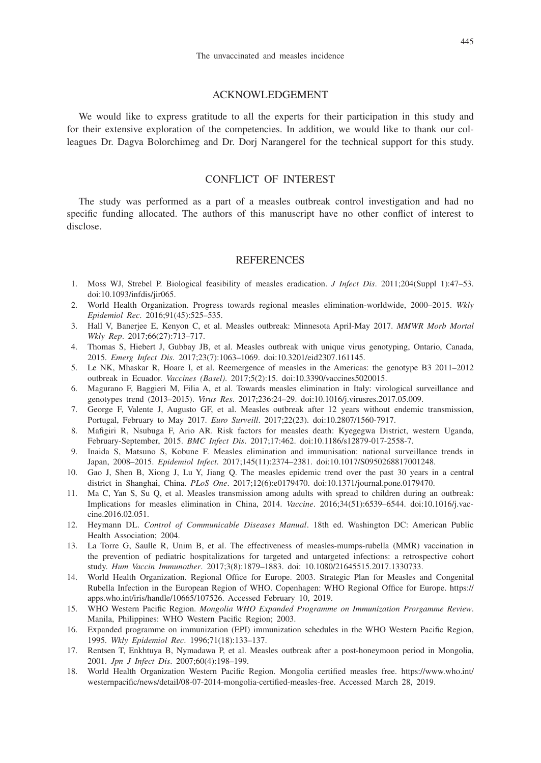## ACKNOWLEDGEMENT

We would like to express gratitude to all the experts for their participation in this study and for their extensive exploration of the competencies. In addition, we would like to thank our colleagues Dr. Dagva Bolorchimeg and Dr. Dorj Narangerel for the technical support for this study.

## CONFLICT OF INTEREST

The study was performed as a part of a measles outbreak control investigation and had no specific funding allocated. The authors of this manuscript have no other conflict of interest to disclose.

## REFERENCES

1. Moss WJ, Strebel P. Biological feasibility of measles eradication. *J Infect Dis*. 2011;204(Suppl 1):47–53. doi:10.1093/infdis/jir065.
2. World Health Organization. Progress towards regional measles elimination-worldwide, 2000–2015. *Wkly Epidemiol Rec*. 2016;91(45):525–535.
3. Hall V, Banerjee E, Kenyon C, et al. Measles outbreak: Minnesota April-May 2017. *MMWR Morb Mortal Wkly Rep*. 2017;66(27):713–717.
4. Thomas S, Hiebert J, Gubbay JB, et al. Measles outbreak with unique virus genotyping, Ontario, Canada, 2015. *Emerg Infect Dis*. 2017;23(7):1063–1069. doi:10.3201/eid2307.161145.
5. Le NK, Mhaskar R, Hoare I, et al. Reemergence of measles in the Americas: the genotype B3 2011–2012 outbreak in Ecuador. *Vaccines (Basel)*. 2017;5(2):15. doi:10.3390/vaccines5020015.
6. Magurano F, Baggieri M, Filia A, et al. Towards measles elimination in Italy: virological surveillance and genotypes trend (2013–2015). *Virus Res*. 2017;236:24–29. doi:10.1016/j.virusres.2017.05.009.
7. George F, Valente J, Augusto GF, et al. Measles outbreak after 12 years without endemic transmission, Portugal, February to May 2017. *Euro Surveill*. 2017;22(23). doi:10.2807/1560-7917.
8. Mafigiri R, Nsubuga F, Ario AR. Risk factors for measles death: Kyegegwa District, western Uganda, February-September, 2015. *BMC Infect Dis*. 2017;17:462. doi:10.1186/s12879-017-2558-7.
9. Inaida S, Matsuno S, Kobune F. Measles elimination and immunisation: national surveillance trends in Japan, 2008–2015. *Epidemiol Infect*. 2017;145(11):2374–2381. doi:10.1017/S0950268817001248.
10. Gao J, Shen B, Xiong J, Lu Y, Jiang Q. The measles epidemic trend over the past 30 years in a central district in Shanghai, China. *PLoS One*. 2017;12(6):e0179470. doi:10.1371/journal.pone.0179470.
11. Ma C, Yan S, Su Q, et al. Measles transmission among adults with spread to children during an outbreak: Implications for measles elimination in China, 2014. *Vaccine*. 2016;34(51):6539–6544. doi:10.1016/j.vaccine.2016.02.051.
12. Heymann DL. *Control of Communicable Diseases Manual*. 18th ed. Washington DC: American Public Health Association; 2004.
13. La Torre G, Saulle R, Unim B, et al. The effectiveness of measles-mumps-rubella (MMR) vaccination in the prevention of pediatric hospitalizations for targeted and untargeted infections: a retrospective cohort study. *Hum Vaccin Immunother*. 2017;3(8):1879–1883. doi: 10.1080/21645515.2017.1330733.
14. World Health Organization. Regional Office for Europe. 2003. Strategic Plan for Measles and Congenital Rubella Infection in the European Region of WHO. Copenhagen: WHO Regional Office for Europe. https://apps.who.int/iris/handle/10665/107526. Accessed February 10, 2019.
15. WHO Western Pacific Region. *Mongolia WHO Expanded Programme on Immunization Prorgamme Review*. Manila, Philippines: WHO Western Pacific Region; 2003.
16. Expanded programme on immunization (EPI) immunization schedules in the WHO Western Pacific Region, 1995. *Wkly Epidemiol Rec*. 1996;71(18):133–137.
17. Rentsen T, Enkhtuya B, Nymadawa P, et al. Measles outbreak after a post-honeymoon period in Mongolia, 2001. *Jpn J Infect Dis*. 2007;60(4):198–199.
18. World Health Organization Western Pacific Region. Mongolia certified measles free. https://www.who.int/westernpacific/news/detail/08-07-2014-mongolia-certified-measles-free. Accessed March 28, 2019.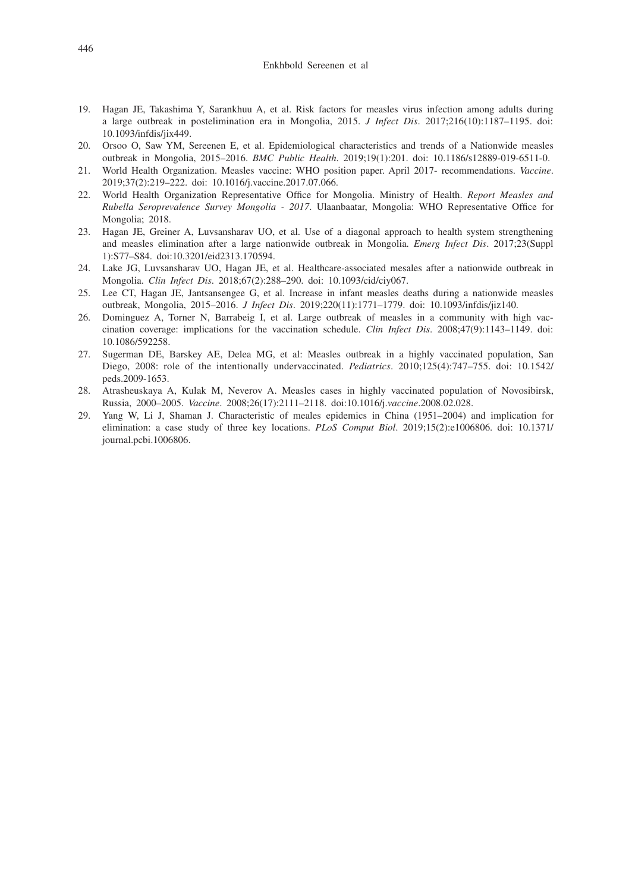19. Hagan JE, Takashima Y, Sarankhuu A, et al. Risk factors for measles virus infection among adults during a large outbreak in postelimination era in Mongolia, 2015. *J Infect Dis*. 2017;216(10):1187–1195. doi: 10.1093/infdis/jix449.
20. Orsoo O, Saw YM, Sereenen E, et al. Epidemiological characteristics and trends of a Nationwide measles outbreak in Mongolia, 2015–2016. *BMC Public Health*. 2019;19(1):201. doi: 10.1186/s12889-019-6511-0.
21. World Health Organization. Measles vaccine: WHO position paper. April 2017- recommendations. *Vaccine*. 2019;37(2):219–222. doi: 10.1016/j.vaccine.2017.07.066.
22. World Health Organization Representative Office for Mongolia. Ministry of Health. *Report Measles and Rubella Seroprevalence Survey Mongolia - 2017*. Ulaanbaatar, Mongolia: WHO Representative Office for Mongolia; 2018.
23. Hagan JE, Greiner A, Luvsansharav UO, et al. Use of a diagonal approach to health system strengthening and measles elimination after a large nationwide outbreak in Mongolia. *Emerg Infect Dis*. 2017;23(Suppl 1):S77–S84. doi:10.3201/eid2313.170594.
24. Lake JG, Luvsansharav UO, Hagan JE, et al. Healthcare-associated mesales after a nationwide outbreak in Mongolia. *Clin Infect Dis*. 2018;67(2):288–290. doi: 10.1093/cid/ciy067.
25. Lee CT, Hagan JE, Jantsansengee G, et al. Increase in infant measles deaths during a nationwide measles outbreak, Mongolia, 2015–2016. *J Infect Dis*. 2019;220(11):1771–1779. doi: 10.1093/infdis/jiz140.
26. Dominguez A, Torner N, Barrabeig I, et al. Large outbreak of measles in a community with high vaccination coverage: implications for the vaccination schedule. *Clin Infect Dis*. 2008;47(9):1143–1149. doi: 10.1086/592258.
27. Sugerman DE, Barskey AE, Delea MG, et al: Measles outbreak in a highly vaccinated population, San Diego, 2008: role of the intentionally undervaccinated. *Pediatrics*. 2010;125(4):747–755. doi: 10.1542/peds.2009-1653.
28. Atrasheuskaya A, Kulak M, Neverov A. Measles cases in highly vaccinated population of Novosibirsk, Russia, 2000–2005. *Vaccine*. 2008;26(17):2111–2118. doi:10.1016/j.*vaccine*.2008.02.028.
29. Yang W, Li J, Shaman J. Characteristic of meales epidemics in China (1951–2004) and implication for elimination: a case study of three key locations. *PLoS Comput Biol*. 2019;15(2):e1006806. doi: 10.1371/journal.pcbi.1006806.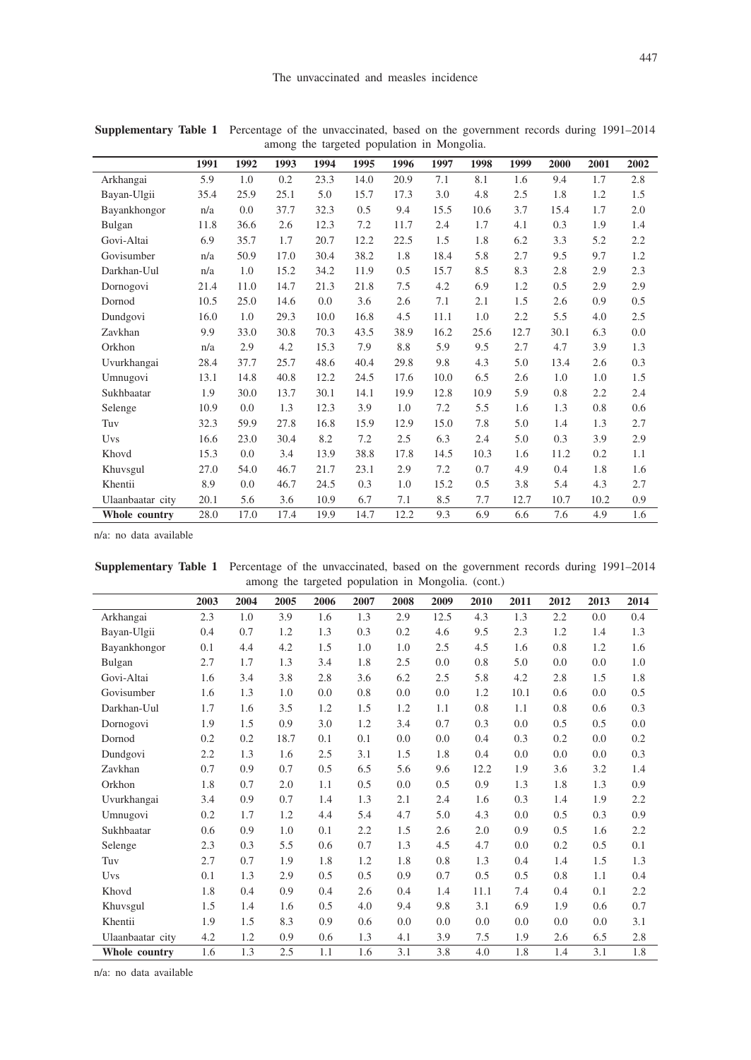**Supplementary Table 1** Percentage of the unvaccinated, based on the government records during 1991–2014 among the targeted population in Mongolia.

| | 1991 | 1992 | 1993 | 1994 | 1995 | 1996 | 1997 | 1998 | 1999 | 2000 | 2001 | 2002 |
|---|---|---|---|---|---|---|---|---|---|---|---|---|
| Arkhangai | 5.9 | 1.0 | 0.2 | 23.3 | 14.0 | 20.9 | 7.1 | 8.1 | 1.6 | 9.4 | 1.7 | 2.8 |
| Bayan-Ulgii | 35.4 | 25.9 | 25.1 | 5.0 | 15.7 | 17.3 | 3.0 | 4.8 | 2.5 | 1.8 | 1.2 | 1.5 |
| Bayankhongor | n/a | 0.0 | 37.7 | 32.3 | 0.5 | 9.4 | 15.5 | 10.6 | 3.7 | 15.4 | 1.7 | 2.0 |
| Bulgan | 11.8 | 36.6 | 2.6 | 12.3 | 7.2 | 11.7 | 2.4 | 1.7 | 4.1 | 0.3 | 1.9 | 1.4 |
| Govi-Altai | 6.9 | 35.7 | 1.7 | 20.7 | 12.2 | 22.5 | 1.5 | 1.8 | 6.2 | 3.3 | 5.2 | 2.2 |
| Govisumber | n/a | 50.9 | 17.0 | 30.4 | 38.2 | 1.8 | 18.4 | 5.8 | 2.7 | 9.5 | 9.7 | 1.2 |
| Darkhan-Uul | n/a | 1.0 | 15.2 | 34.2 | 11.9 | 0.5 | 15.7 | 8.5 | 8.3 | 2.8 | 2.9 | 2.3 |
| Dornogovi | 21.4 | 11.0 | 14.7 | 21.3 | 21.8 | 7.5 | 4.2 | 6.9 | 1.2 | 0.5 | 2.9 | 2.9 |
| Dornod | 10.5 | 25.0 | 14.6 | 0.0 | 3.6 | 2.6 | 7.1 | 2.1 | 1.5 | 2.6 | 0.9 | 0.5 |
| Dundgovi | 16.0 | 1.0 | 29.3 | 10.0 | 16.8 | 4.5 | 11.1 | 1.0 | 2.2 | 5.5 | 4.0 | 2.5 |
| Zavkhan | 9.9 | 33.0 | 30.8 | 70.3 | 43.5 | 38.9 | 16.2 | 25.6 | 12.7 | 30.1 | 6.3 | 0.0 |
| Orkhon | n/a | 2.9 | 4.2 | 15.3 | 7.9 | 8.8 | 5.9 | 9.5 | 2.7 | 4.7 | 3.9 | 1.3 |
| Uvurkhangai | 28.4 | 37.7 | 25.7 | 48.6 | 40.4 | 29.8 | 9.8 | 4.3 | 5.0 | 13.4 | 2.6 | 0.3 |
| Umnugovi | 13.1 | 14.8 | 40.8 | 12.2 | 24.5 | 17.6 | 10.0 | 6.5 | 2.6 | 1.0 | 1.0 | 1.5 |
| Sukhbaatar | 1.9 | 30.0 | 13.7 | 30.1 | 14.1 | 19.9 | 12.8 | 10.9 | 5.9 | 0.8 | 2.2 | 2.4 |
| Selenge | 10.9 | 0.0 | 1.3 | 12.3 | 3.9 | 1.0 | 7.2 | 5.5 | 1.6 | 1.3 | 0.8 | 0.6 |
| Tuv | 32.3 | 59.9 | 27.8 | 16.8 | 15.9 | 12.9 | 15.0 | 7.8 | 5.0 | 1.4 | 1.3 | 2.7 |
| Uvs | 16.6 | 23.0 | 30.4 | 8.2 | 7.2 | 2.5 | 6.3 | 2.4 | 5.0 | 0.3 | 3.9 | 2.9 |
| Khovd | 15.3 | 0.0 | 3.4 | 13.9 | 38.8 | 17.8 | 14.5 | 10.3 | 1.6 | 11.2 | 0.2 | 1.1 |
| Khuvsgul | 27.0 | 54.0 | 46.7 | 21.7 | 23.1 | 2.9 | 7.2 | 0.7 | 4.9 | 0.4 | 1.8 | 1.6 |
| Khentii | 8.9 | 0.0 | 46.7 | 24.5 | 0.3 | 1.0 | 15.2 | 0.5 | 3.8 | 5.4 | 4.3 | 2.7 |
| Ulaanbaatar city | 20.1 | 5.6 | 3.6 | 10.9 | 6.7 | 7.1 | 8.5 | 7.7 | 12.7 | 10.7 | 10.2 | 0.9 |
| **Whole country** | 28.0 | 17.0 | 17.4 | 19.9 | 14.7 | 12.2 | 9.3 | 6.9 | 6.6 | 7.6 | 4.9 | 1.6 |

n/a: no data available

**Supplementary Table 1** Percentage of the unvaccinated, based on the government records during 1991–2014 among the targeted population in Mongolia. (cont.)

| | 2003 | 2004 | 2005 | 2006 | 2007 | 2008 | 2009 | 2010 | 2011 | 2012 | 2013 | 2014 |
|---|---|---|---|---|---|---|---|---|---|---|---|---|
| Arkhangai | 2.3 | 1.0 | 3.9 | 1.6 | 1.3 | 2.9 | 12.5 | 4.3 | 1.3 | 2.2 | 0.0 | 0.4 |
| Bayan-Ulgii | 0.4 | 0.7 | 1.2 | 1.3 | 0.3 | 0.2 | 4.6 | 9.5 | 2.3 | 1.2 | 1.4 | 1.3 |
| Bayankhongor | 0.1 | 4.4 | 4.2 | 1.5 | 1.0 | 1.0 | 2.5 | 4.5 | 1.6 | 0.8 | 1.2 | 1.6 |
| Bulgan | 2.7 | 1.7 | 1.3 | 3.4 | 1.8 | 2.5 | 0.0 | 0.8 | 5.0 | 0.0 | 0.0 | 1.0 |
| Govi-Altai | 1.6 | 3.4 | 3.8 | 2.8 | 3.6 | 6.2 | 2.5 | 5.8 | 4.2 | 2.8 | 1.5 | 1.8 |
| Govisumber | 1.6 | 1.3 | 1.0 | 0.0 | 0.8 | 0.0 | 0.0 | 1.2 | 10.1 | 0.6 | 0.0 | 0.5 |
| Darkhan-Uul | 1.7 | 1.6 | 3.5 | 1.2 | 1.5 | 1.2 | 1.1 | 0.8 | 1.1 | 0.8 | 0.6 | 0.3 |
| Dornogovi | 1.9 | 1.5 | 0.9 | 3.0 | 1.2 | 3.4 | 0.7 | 0.3 | 0.0 | 0.5 | 0.5 | 0.0 |
| Dornod | 0.2 | 0.2 | 18.7 | 0.1 | 0.1 | 0.0 | 0.0 | 0.4 | 0.3 | 0.2 | 0.0 | 0.2 |
| Dundgovi | 2.2 | 1.3 | 1.6 | 2.5 | 3.1 | 1.5 | 1.8 | 0.4 | 0.0 | 0.0 | 0.0 | 0.3 |
| Zavkhan | 0.7 | 0.9 | 0.7 | 0.5 | 6.5 | 5.6 | 9.6 | 12.2 | 1.9 | 3.6 | 3.2 | 1.4 |
| Orkhon | 1.8 | 0.7 | 2.0 | 1.1 | 0.5 | 0.0 | 0.5 | 0.9 | 1.3 | 1.8 | 1.3 | 0.9 |
| Uvurkhangai | 3.4 | 0.9 | 0.7 | 1.4 | 1.3 | 2.1 | 2.4 | 1.6 | 0.3 | 1.4 | 1.9 | 2.2 |
| Umnugovi | 0.2 | 1.7 | 1.2 | 4.4 | 5.4 | 4.7 | 5.0 | 4.3 | 0.0 | 0.5 | 0.3 | 0.9 |
| Sukhbaatar | 0.6 | 0.9 | 1.0 | 0.1 | 2.2 | 1.5 | 2.6 | 2.0 | 0.9 | 0.5 | 1.6 | 2.2 |
| Selenge | 2.3 | 0.3 | 5.5 | 0.6 | 0.7 | 1.3 | 4.5 | 4.7 | 0.0 | 0.2 | 0.5 | 0.1 |
| Tuv | 2.7 | 0.7 | 1.9 | 1.8 | 1.2 | 1.8 | 0.8 | 1.3 | 0.4 | 1.4 | 1.5 | 1.3 |
| Uvs | 0.1 | 1.3 | 2.9 | 0.5 | 0.5 | 0.9 | 0.7 | 0.5 | 0.5 | 0.8 | 1.1 | 0.4 |
| Khovd | 1.8 | 0.4 | 0.9 | 0.4 | 2.6 | 0.4 | 1.4 | 11.1 | 7.4 | 0.4 | 0.1 | 2.2 |
| Khuvsgul | 1.5 | 1.4 | 1.6 | 0.5 | 4.0 | 9.4 | 9.8 | 3.1 | 6.9 | 1.9 | 0.6 | 0.7 |
| Khentii | 1.9 | 1.5 | 8.3 | 0.9 | 0.6 | 0.0 | 0.0 | 0.0 | 0.0 | 0.0 | 0.0 | 3.1 |
| Ulaanbaatar city | 4.2 | 1.2 | 0.9 | 0.6 | 1.3 | 4.1 | 3.9 | 7.5 | 1.9 | 2.6 | 6.5 | 2.8 |
| **Whole country** | 1.6 | 1.3 | 2.5 | 1.1 | 1.6 | 3.1 | 3.8 | 4.0 | 1.8 | 1.4 | 3.1 | 1.8 |

n/a: no data available